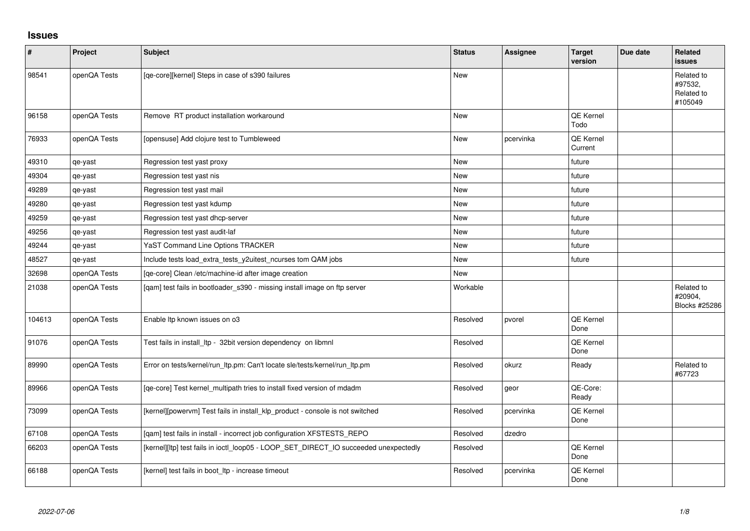## Issues

| # | Project | Subject | Status | Assignee | Target version | Due date | Related issues |
|---|---|---|---|---|---|---|---|
| 98541 | openQA Tests | [qe-core][kernel] Steps in case of s390 failures | New | | | | Related to #97532, Related to #105049 |
| 96158 | openQA Tests | Remove RT product installation workaround | New | | QE Kernel Todo | | |
| 76933 | openQA Tests | [opensuse] Add clojure test to Tumbleweed | New | pcervinka | QE Kernel Current | | |
| 49310 | qe-yast | Regression test yast proxy | New | | future | | |
| 49304 | qe-yast | Regression test yast nis | New | | future | | |
| 49289 | qe-yast | Regression test yast mail | New | | future | | |
| 49280 | qe-yast | Regression test yast kdump | New | | future | | |
| 49259 | qe-yast | Regression test yast dhcp-server | New | | future | | |
| 49256 | qe-yast | Regression test yast audit-laf | New | | future | | |
| 49244 | qe-yast | YaST Command Line Options TRACKER | New | | future | | |
| 48527 | qe-yast | Include tests load_extra_tests_y2uitest_ncurses tom QAM jobs | New | | future | | |
| 32698 | openQA Tests | [qe-core] Clean /etc/machine-id after image creation | New | | | | |
| 21038 | openQA Tests | [qam] test fails in bootloader_s390 - missing install image on ftp server | Workable | | | | Related to #20904, Blocks #25286 |
| 104613 | openQA Tests | Enable ltp known issues on o3 | Resolved | pvorel | QE Kernel Done | | |
| 91076 | openQA Tests | Test fails in install_ltp - 32bit version dependency on libmnl | Resolved | | QE Kernel Done | | |
| 89990 | openQA Tests | Error on tests/kernel/run_ltp.pm: Can't locate sle/tests/kernel/run_ltp.pm | Resolved | okurz | Ready | | Related to #67723 |
| 89966 | openQA Tests | [qe-core] Test kernel_multipath tries to install fixed version of mdadm | Resolved | geor | QE-Core: Ready | | |
| 73099 | openQA Tests | [kernel][powervm] Test fails in install_klp_product - console is not switched | Resolved | pcervinka | QE Kernel Done | | |
| 67108 | openQA Tests | [qam] test fails in install - incorrect job configuration XFSTESTS_REPO | Resolved | dzedro | | | |
| 66203 | openQA Tests | [kernel][ltp] test fails in ioctl_loop05 - LOOP_SET_DIRECT_IO succeeded unexpectedly | Resolved | | QE Kernel Done | | |
| 66188 | openQA Tests | [kernel] test fails in boot_ltp - increase timeout | Resolved | pcervinka | QE Kernel Done | | |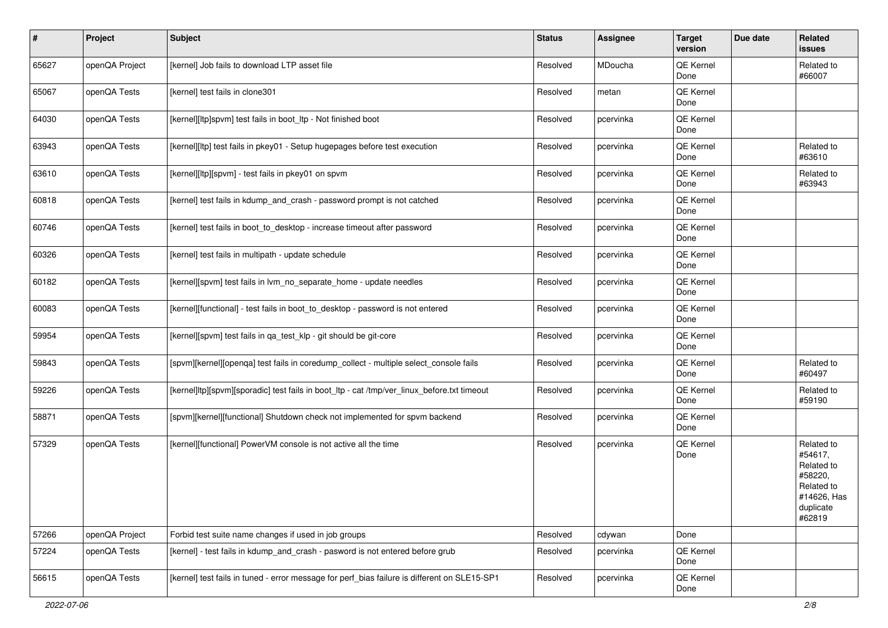| # | Project | Subject | Status | Assignee | Target version | Due date | Related issues |
|---|---|---|---|---|---|---|---|
| 65627 | openQA Project | [kernel] Job fails to download LTP asset file | Resolved | MDoucha | QE Kernel Done | | Related to #66007 |
| 65067 | openQA Tests | [kernel] test fails in clone301 | Resolved | metan | QE Kernel Done | | |
| 64030 | openQA Tests | [kernel][ltp]spvm] test fails in boot_ltp - Not finished boot | Resolved | pcervinka | QE Kernel Done | | |
| 63943 | openQA Tests | [kernel][ltp] test fails in pkey01 - Setup hugepages before test execution | Resolved | pcervinka | QE Kernel Done | | Related to #63610 |
| 63610 | openQA Tests | [kernel][ltp][spvm] - test fails in pkey01 on spvm | Resolved | pcervinka | QE Kernel Done | | Related to #63943 |
| 60818 | openQA Tests | [kernel] test fails in kdump_and_crash - password prompt is not catched | Resolved | pcervinka | QE Kernel Done | | |
| 60746 | openQA Tests | [kernel] test fails in boot_to_desktop - increase timeout after password | Resolved | pcervinka | QE Kernel Done | | |
| 60326 | openQA Tests | [kernel] test fails in multipath - update schedule | Resolved | pcervinka | QE Kernel Done | | |
| 60182 | openQA Tests | [kernel][spvm] test fails in lvm_no_separate_home - update needles | Resolved | pcervinka | QE Kernel Done | | |
| 60083 | openQA Tests | [kernel][functional] - test fails in boot_to_desktop - password is not entered | Resolved | pcervinka | QE Kernel Done | | |
| 59954 | openQA Tests | [kernel][spvm] test fails in qa_test_klp - git should be git-core | Resolved | pcervinka | QE Kernel Done | | |
| 59843 | openQA Tests | [spvm][kernel][openqa] test fails in coredump_collect - multiple select_console fails | Resolved | pcervinka | QE Kernel Done | | Related to #60497 |
| 59226 | openQA Tests | [kernel]ltp][spvm][sporadic] test fails in boot_ltp - cat /tmp/ver_linux_before.txt timeout | Resolved | pcervinka | QE Kernel Done | | Related to #59190 |
| 58871 | openQA Tests | [spvm][kernel][functional] Shutdown check not implemented for spvm backend | Resolved | pcervinka | QE Kernel Done | | |
| 57329 | openQA Tests | [kernel][functional] PowerVM console is not active all the time | Resolved | pcervinka | QE Kernel Done | | Related to #54617, Related to #58220, Related to #14626, Has duplicate #62819 |
| 57266 | openQA Project | Forbid test suite name changes if used in job groups | Resolved | cdywan | Done | | |
| 57224 | openQA Tests | [kernel] - test fails in kdump_and_crash - pasword is not entered before grub | Resolved | pcervinka | QE Kernel Done | | |
| 56615 | openQA Tests | [kernel] test fails in tuned - error message for perf_bias failure is different on SLE15-SP1 | Resolved | pcervinka | QE Kernel Done | | |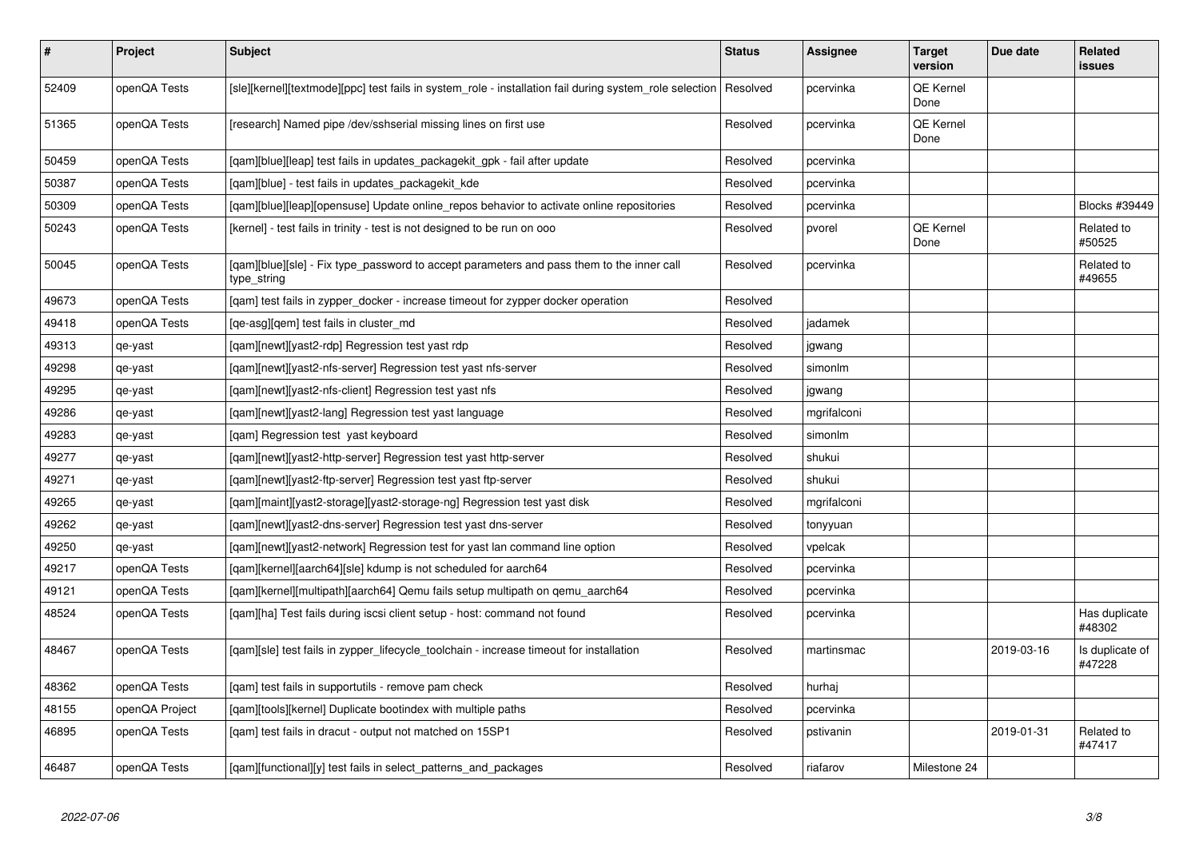| # | Project | Subject | Status | Assignee | Target version | Due date | Related issues |
|---|---|---|---|---|---|---|---|
| 52409 | openQA Tests | [sle][kernel][textmode][ppc] test fails in system_role - installation fail during system_role selection | Resolved | pcervinka | QE Kernel Done | | |
| 51365 | openQA Tests | [research] Named pipe /dev/sshserial missing lines on first use | Resolved | pcervinka | QE Kernel Done | | |
| 50459 | openQA Tests | [qam][blue][leap] test fails in updates_packagekit_gpk - fail after update | Resolved | pcervinka | | | |
| 50387 | openQA Tests | [qam][blue] - test fails in updates_packagekit_kde | Resolved | pcervinka | | | |
| 50309 | openQA Tests | [qam][blue][leap][opensuse] Update online_repos behavior to activate online repositories | Resolved | pcervinka | | | Blocks #39449 |
| 50243 | openQA Tests | [kernel] - test fails in trinity - test is not designed to be run on ooo | Resolved | pvorel | QE Kernel Done | | Related to #50525 |
| 50045 | openQA Tests | [qam][blue][sle] - Fix type_password to accept parameters and pass them to the inner call type_string | Resolved | pcervinka | | | Related to #49655 |
| 49673 | openQA Tests | [qam] test fails in zypper_docker - increase timeout for zypper docker operation | Resolved | | | | |
| 49418 | openQA Tests | [qe-asg][qem] test fails in cluster_md | Resolved | jadamek | | | |
| 49313 | qe-yast | [qam][newt][yast2-rdp] Regression test yast rdp | Resolved | jgwang | | | |
| 49298 | qe-yast | [qam][newt][yast2-nfs-server] Regression test yast nfs-server | Resolved | simonlm | | | |
| 49295 | qe-yast | [qam][newt][yast2-nfs-client] Regression test yast nfs | Resolved | jgwang | | | |
| 49286 | qe-yast | [qam][newt][yast2-lang] Regression test yast language | Resolved | mgrifalconi | | | |
| 49283 | qe-yast | [qam] Regression test yast keyboard | Resolved | simonlm | | | |
| 49277 | qe-yast | [qam][newt][yast2-http-server] Regression test yast http-server | Resolved | shukui | | | |
| 49271 | qe-yast | [qam][newt][yast2-ftp-server] Regression test yast ftp-server | Resolved | shukui | | | |
| 49265 | qe-yast | [qam][maint][yast2-storage][yast2-storage-ng] Regression test yast disk | Resolved | mgrifalconi | | | |
| 49262 | qe-yast | [qam][newt][yast2-dns-server] Regression test yast dns-server | Resolved | tonyyuan | | | |
| 49250 | qe-yast | [qam][newt][yast2-network] Regression test for yast lan command line option | Resolved | vpelcak | | | |
| 49217 | openQA Tests | [qam][kernel][aarch64][sle] kdump is not scheduled for aarch64 | Resolved | pcervinka | | | |
| 49121 | openQA Tests | [qam][kernel][multipath][aarch64] Qemu fails setup multipath on qemu_aarch64 | Resolved | pcervinka | | | |
| 48524 | openQA Tests | [qam][ha] Test fails during iscsi client setup - host: command not found | Resolved | pcervinka | | | Has duplicate #48302 |
| 48467 | openQA Tests | [qam][sle] test fails in zypper_lifecycle_toolchain - increase timeout for installation | Resolved | martinsmac | | 2019-03-16 | Is duplicate of #47228 |
| 48362 | openQA Tests | [qam] test fails in supportutils - remove pam check | Resolved | hurhaj | | | |
| 48155 | openQA Project | [qam][tools][kernel] Duplicate bootindex with multiple paths | Resolved | pcervinka | | | |
| 46895 | openQA Tests | [qam] test fails in dracut - output not matched on 15SP1 | Resolved | pstivanin | | 2019-01-31 | Related to #47417 |
| 46487 | openQA Tests | [qam][functional][y] test fails in select_patterns_and_packages | Resolved | riafarov | Milestone 24 | | |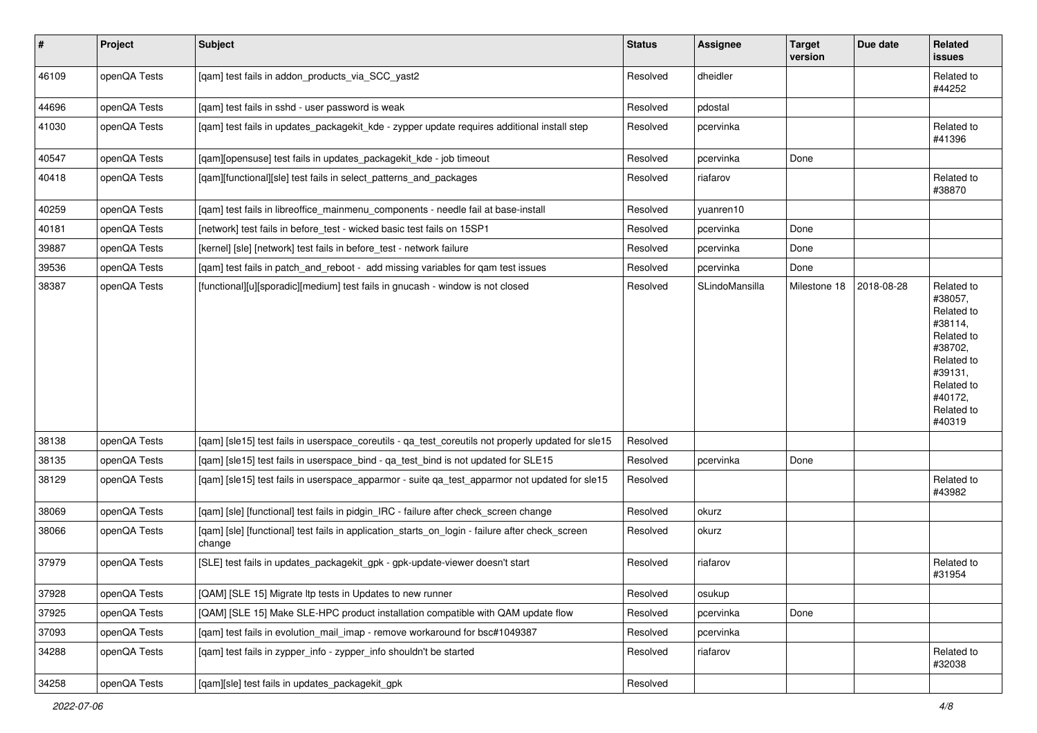| # | Project | Subject | Status | Assignee | Target version | Due date | Related issues |
|---|---|---|---|---|---|---|---|
| 46109 | openQA Tests | [qam] test fails in addon_products_via_SCC_yast2 | Resolved | dheidler | | | Related to #44252 |
| 44696 | openQA Tests | [qam] test fails in sshd - user password is weak | Resolved | pdostal | | | |
| 41030 | openQA Tests | [qam] test fails in updates_packagekit_kde - zypper update requires additional install step | Resolved | pcervinka | | | Related to #41396 |
| 40547 | openQA Tests | [qam][opensuse] test fails in updates_packagekit_kde - job timeout | Resolved | pcervinka | Done | | |
| 40418 | openQA Tests | [qam][functional][sle] test fails in select_patterns_and_packages | Resolved | riafarov | | | Related to #38870 |
| 40259 | openQA Tests | [qam] test fails in libreoffice_mainmenu_components - needle fail at base-install | Resolved | yuanren10 | | | |
| 40181 | openQA Tests | [network] test fails in before_test - wicked basic test fails on 15SP1 | Resolved | pcervinka | Done | | |
| 39887 | openQA Tests | [kernel] [sle] [network] test fails in before_test - network failure | Resolved | pcervinka | Done | | |
| 39536 | openQA Tests | [qam] test fails in patch_and_reboot - add missing variables for qam test issues | Resolved | pcervinka | Done | | |
| 38387 | openQA Tests | [functional][u][sporadic][medium] test fails in gnucash - window is not closed | Resolved | SLindoMansilla | Milestone 18 | 2018-08-28 | Related to #38057, Related to #38114, Related to #38702, Related to #39131, Related to #40172, Related to #40319 |
| 38138 | openQA Tests | [qam] [sle15] test fails in userspace_coreutils - qa_test_coreutils not properly updated for sle15 | Resolved | | | | |
| 38135 | openQA Tests | [qam] [sle15] test fails in userspace_bind - qa_test_bind is not updated for SLE15 | Resolved | pcervinka | Done | | |
| 38129 | openQA Tests | [qam] [sle15] test fails in userspace_apparmor - suite qa_test_apparmor not updated for sle15 | Resolved | | | | Related to #43982 |
| 38069 | openQA Tests | [qam] [sle] [functional] test fails in pidgin_IRC - failure after check_screen change | Resolved | okurz | | | |
| 38066 | openQA Tests | [qam] [sle] [functional] test fails in application_starts_on_login - failure after check_screen change | Resolved | okurz | | | |
| 37979 | openQA Tests | [SLE] test fails in updates_packagekit_gpk - gpk-update-viewer doesn't start | Resolved | riafarov | | | Related to #31954 |
| 37928 | openQA Tests | [QAM] [SLE 15] Migrate ltp tests in Updates to new runner | Resolved | osukup | | | |
| 37925 | openQA Tests | [QAM] [SLE 15] Make SLE-HPC product installation compatible with QAM update flow | Resolved | pcervinka | Done | | |
| 37093 | openQA Tests | [qam] test fails in evolution_mail_imap - remove workaround for bsc#1049387 | Resolved | pcervinka | | | |
| 34288 | openQA Tests | [qam] test fails in zypper_info - zypper_info shouldn't be started | Resolved | riafarov | | | Related to #32038 |
| 34258 | openQA Tests | [qam][sle] test fails in updates_packagekit_gpk | Resolved | | | | |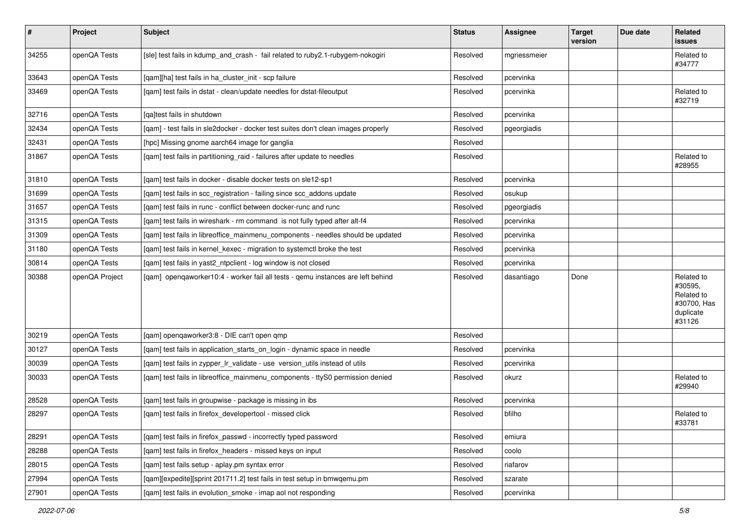| # | Project | Subject | Status | Assignee | Target version | Due date | Related issues |
|---|---|---|---|---|---|---|---|
| 34255 | openQA Tests | [sle] test fails in kdump_and_crash - fail related to ruby2.1-rubygem-nokogiri | Resolved | mgriessmeier | | | Related to #34777 |
| 33643 | openQA Tests | [qam][ha] test fails in ha_cluster_init - scp failure | Resolved | pcervinka | | | |
| 33469 | openQA Tests | [qam] test fails in dstat - clean/update needles for dstat-fileoutput | Resolved | pcervinka | | | Related to #32719 |
| 32716 | openQA Tests | [qa]test fails in shutdown | Resolved | pcervinka | | | |
| 32434 | openQA Tests | [qam] - test fails in sle2docker - docker test suites don't clean images properly | Resolved | pgeorgiadis | | | |
| 32431 | openQA Tests | [hpc] Missing gnome aarch64 image for ganglia | Resolved | | | | |
| 31867 | openQA Tests | [qam] test fails in partitioning_raid - failures after update to needles | Resolved | | | | Related to #28955 |
| 31810 | openQA Tests | [qam] test fails in docker - disable docker tests on sle12-sp1 | Resolved | pcervinka | | | |
| 31699 | openQA Tests | [qam] test fails in scc_registration - failing since scc_addons update | Resolved | osukup | | | |
| 31657 | openQA Tests | [qam] test fails in runc - conflict between docker-runc and runc | Resolved | pgeorgiadis | | | |
| 31315 | openQA Tests | [qam] test fails in wireshark - rm command is not fully typed after alt-f4 | Resolved | pcervinka | | | |
| 31309 | openQA Tests | [qam] test fails in libreoffice_mainmenu_components - needles should be updated | Resolved | pcervinka | | | |
| 31180 | openQA Tests | [qam] test fails in kernel_kexec - migration to systemctl broke the test | Resolved | pcervinka | | | |
| 30814 | openQA Tests | [qam] test fails in yast2_ntpclient - log window is not closed | Resolved | pcervinka | | | |
| 30388 | openQA Project | [qam] openqaworker10:4 - worker fail all tests - qemu instances are left behind | Resolved | dasantiago | Done | | Related to #30595, Related to #30700, Has duplicate #31126 |
| 30219 | openQA Tests | [qam] openqaworker3:8 - DIE can't open qmp | Resolved | | | | |
| 30127 | openQA Tests | [qam] test fails in application_starts_on_login - dynamic space in needle | Resolved | pcervinka | | | |
| 30039 | openQA Tests | [qam] test fails in zypper_lr_validate - use version_utils instead of utils | Resolved | pcervinka | | | |
| 30033 | openQA Tests | [qam] test fails in libreoffice_mainmenu_components - ttyS0 permission denied | Resolved | okurz | | | Related to #29940 |
| 28528 | openQA Tests | [qam] test fails in groupwise - package is missing in ibs | Resolved | pcervinka | | | |
| 28297 | openQA Tests | [qam] test fails in firefox_developertool - missed click | Resolved | bfilho | | | Related to #33781 |
| 28291 | openQA Tests | [qam] test fails in firefox_passwd - incorrectly typed password | Resolved | emiura | | | |
| 28288 | openQA Tests | [qam] test fails in firefox_headers - missed keys on input | Resolved | coolo | | | |
| 28015 | openQA Tests | [qam] test fails setup - aplay.pm syntax error | Resolved | riafarov | | | |
| 27994 | openQA Tests | [qam][expedite][sprint 201711.2] test fails in test setup in bmwqemu.pm | Resolved | szarate | | | |
| 27901 | openQA Tests | [qam] test fails in evolution_smoke - imap aol not responding | Resolved | pcervinka | | | |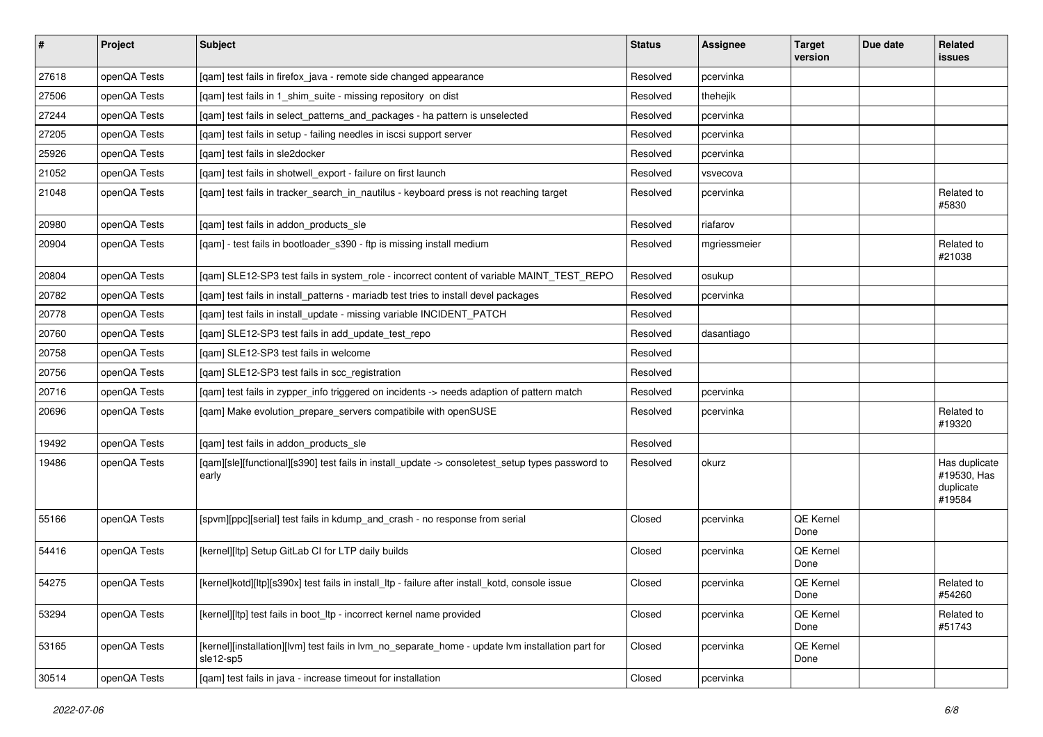| # | Project | Subject | Status | Assignee | Target version | Due date | Related issues |
|---|---|---|---|---|---|---|---|
| 27618 | openQA Tests | [qam] test fails in firefox_java - remote side changed appearance | Resolved | pcervinka | | | |
| 27506 | openQA Tests | [qam] test fails in 1_shim_suite - missing repository on dist | Resolved | thehejik | | | |
| 27244 | openQA Tests | [qam] test fails in select_patterns_and_packages - ha pattern is unselected | Resolved | pcervinka | | | |
| 27205 | openQA Tests | [qam] test fails in setup - failing needles in iscsi support server | Resolved | pcervinka | | | |
| 25926 | openQA Tests | [qam] test fails in sle2docker | Resolved | pcervinka | | | |
| 21052 | openQA Tests | [qam] test fails in shotwell_export - failure on first launch | Resolved | vsvecova | | | |
| 21048 | openQA Tests | [qam] test fails in tracker_search_in_nautilus - keyboard press is not reaching target | Resolved | pcervinka | | | Related to #5830 |
| 20980 | openQA Tests | [qam] test fails in addon_products_sle | Resolved | riafarov | | | |
| 20904 | openQA Tests | [qam] - test fails in bootloader_s390 - ftp is missing install medium | Resolved | mgriessmeier | | | Related to #21038 |
| 20804 | openQA Tests | [qam] SLE12-SP3 test fails in system_role - incorrect content of variable MAINT_TEST_REPO | Resolved | osukup | | | |
| 20782 | openQA Tests | [qam] test fails in install_patterns - mariadb test tries to install devel packages | Resolved | pcervinka | | | |
| 20778 | openQA Tests | [qam] test fails in install_update - missing variable INCIDENT_PATCH | Resolved | | | | |
| 20760 | openQA Tests | [qam] SLE12-SP3 test fails in add_update_test_repo | Resolved | dasantiago | | | |
| 20758 | openQA Tests | [qam] SLE12-SP3 test fails in welcome | Resolved | | | | |
| 20756 | openQA Tests | [qam] SLE12-SP3 test fails in scc_registration | Resolved | | | | |
| 20716 | openQA Tests | [qam] test fails in zypper_info triggered on incidents -> needs adaption of pattern match | Resolved | pcervinka | | | |
| 20696 | openQA Tests | [qam] Make evolution_prepare_servers compatibile with openSUSE | Resolved | pcervinka | | | Related to #19320 |
| 19492 | openQA Tests | [qam] test fails in addon_products_sle | Resolved | | | | |
| 19486 | openQA Tests | [qam][sle][functional][s390] test fails in install_update -> consoletest_setup types password to early | Resolved | okurz | | | Has duplicate #19530, Has duplicate #19584 |
| 55166 | openQA Tests | [spvm][ppc][serial] test fails in kdump_and_crash - no response from serial | Closed | pcervinka | QE Kernel Done | | |
| 54416 | openQA Tests | [kernel][ltp] Setup GitLab CI for LTP daily builds | Closed | pcervinka | QE Kernel Done | | |
| 54275 | openQA Tests | [kernel]kotd][ltp][s390x] test fails in install_ltp - failure after install_kotd, console issue | Closed | pcervinka | QE Kernel Done | | Related to #54260 |
| 53294 | openQA Tests | [kernel][ltp] test fails in boot_ltp - incorrect kernel name provided | Closed | pcervinka | QE Kernel Done | | Related to #51743 |
| 53165 | openQA Tests | [kernel][installation][lvm] test fails in lvm_no_separate_home - update lvm installation part for sle12-sp5 | Closed | pcervinka | QE Kernel Done | | |
| 30514 | openQA Tests | [qam] test fails in java - increase timeout for installation | Closed | pcervinka | | | |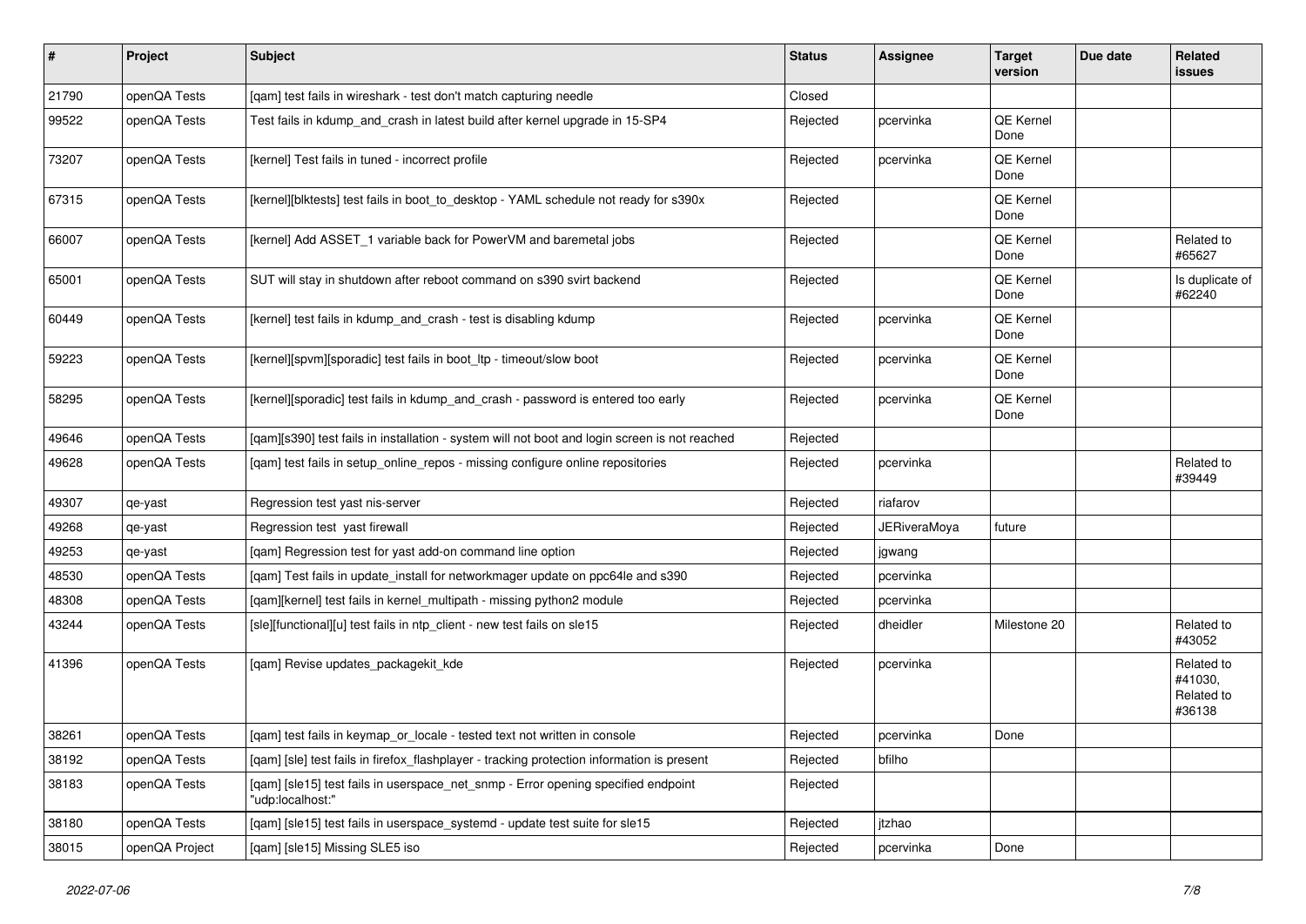| # | Project | Subject | Status | Assignee | Target version | Due date | Related issues |
|---|---|---|---|---|---|---|---|
| 21790 | openQA Tests | [qam] test fails in wireshark - test don't match capturing needle | Closed | | | | |
| 99522 | openQA Tests | Test fails in kdump_and_crash in latest build after kernel upgrade in 15-SP4 | Rejected | pcervinka | QE Kernel Done | | |
| 73207 | openQA Tests | [kernel] Test fails in tuned - incorrect profile | Rejected | pcervinka | QE Kernel Done | | |
| 67315 | openQA Tests | [kernel][blktests] test fails in boot_to_desktop - YAML schedule not ready for s390x | Rejected | | QE Kernel Done | | |
| 66007 | openQA Tests | [kernel] Add ASSET_1 variable back for PowerVM and baremetal jobs | Rejected | | QE Kernel Done | | Related to #65627 |
| 65001 | openQA Tests | SUT will stay in shutdown after reboot command on s390 svirt backend | Rejected | | QE Kernel Done | | Is duplicate of #62240 |
| 60449 | openQA Tests | [kernel] test fails in kdump_and_crash - test is disabling kdump | Rejected | pcervinka | QE Kernel Done | | |
| 59223 | openQA Tests | [kernel][spvm][sporadic] test fails in boot_ltp - timeout/slow boot | Rejected | pcervinka | QE Kernel Done | | |
| 58295 | openQA Tests | [kernel][sporadic] test fails in kdump_and_crash - password is entered too early | Rejected | pcervinka | QE Kernel Done | | |
| 49646 | openQA Tests | [qam][s390] test fails in installation - system will not boot and login screen is not reached | Rejected | | | | |
| 49628 | openQA Tests | [qam] test fails in setup_online_repos - missing configure online repositories | Rejected | pcervinka | | | Related to #39449 |
| 49307 | qe-yast | Regression test yast nis-server | Rejected | riafarov | | | |
| 49268 | qe-yast | Regression test  yast firewall | Rejected | JERiveraMoya | future | | |
| 49253 | qe-yast | [qam] Regression test for yast add-on command line option | Rejected | jgwang | | | |
| 48530 | openQA Tests | [qam] Test fails in update_install for networkmager update on ppc64le and s390 | Rejected | pcervinka | | | |
| 48308 | openQA Tests | [qam][kernel] test fails in kernel_multipath - missing python2 module | Rejected | pcervinka | | | |
| 43244 | openQA Tests | [sle][functional][u] test fails in ntp_client - new test fails on sle15 | Rejected | dheidler | Milestone 20 | | Related to #43052 |
| 41396 | openQA Tests | [qam] Revise updates_packagekit_kde | Rejected | pcervinka | | | Related to #41030, Related to #36138 |
| 38261 | openQA Tests | [qam] test fails in keymap_or_locale - tested text not written in console | Rejected | pcervinka | Done | | |
| 38192 | openQA Tests | [qam] [sle] test fails in firefox_flashplayer - tracking protection information is present | Rejected | bfilho | | | |
| 38183 | openQA Tests | [qam] [sle15] test fails in userspace_net_snmp - Error opening specified endpoint "udp:localhost:" | Rejected | | | | |
| 38180 | openQA Tests | [qam] [sle15] test fails in userspace_systemd - update test suite for sle15 | Rejected | jtzhao | | | |
| 38015 | openQA Project | [qam] [sle15] Missing SLE5 iso | Rejected | pcervinka | Done | | |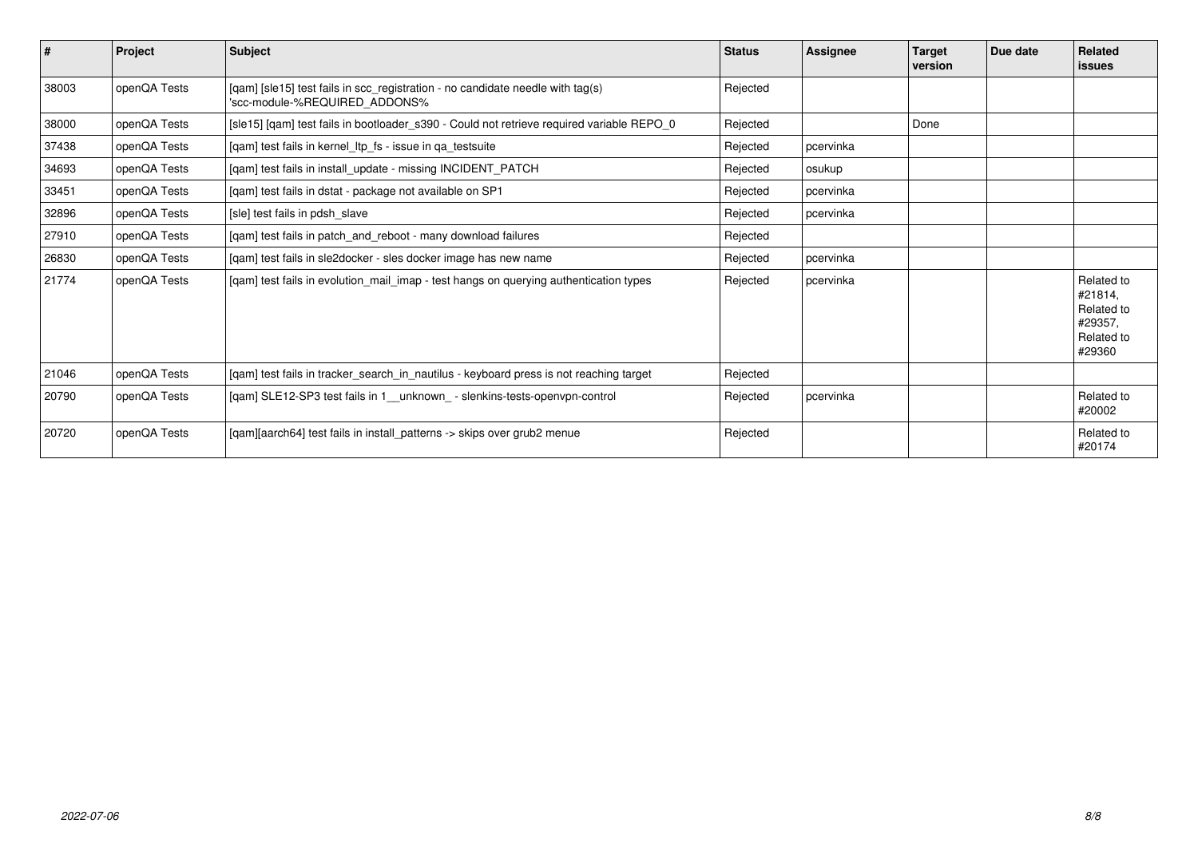| # | Project | Subject | Status | Assignee | Target version | Due date | Related issues |
|---|---|---|---|---|---|---|---|
| 38003 | openQA Tests | [qam] [sle15] test fails in scc_registration - no candidate needle with tag(s) 'scc-module-%REQUIRED_ADDONS% | Rejected | | | | |
| 38000 | openQA Tests | [sle15] [qam] test fails in bootloader_s390 - Could not retrieve required variable REPO_0 | Rejected | | Done | | |
| 37438 | openQA Tests | [qam] test fails in kernel_ltp_fs - issue in qa_testsuite | Rejected | pcervinka | | | |
| 34693 | openQA Tests | [qam] test fails in install_update - missing INCIDENT_PATCH | Rejected | osukup | | | |
| 33451 | openQA Tests | [qam] test fails in dstat - package not available on SP1 | Rejected | pcervinka | | | |
| 32896 | openQA Tests | [sle] test fails in pdsh_slave | Rejected | pcervinka | | | |
| 27910 | openQA Tests | [qam] test fails in patch_and_reboot - many download failures | Rejected | | | | |
| 26830 | openQA Tests | [qam] test fails in sle2docker - sles docker image has new name | Rejected | pcervinka | | | |
| 21774 | openQA Tests | [qam] test fails in evolution_mail_imap - test hangs on querying authentication types | Rejected | pcervinka | | | Related to #21814, Related to #29357, Related to #29360 |
| 21046 | openQA Tests | [qam] test fails in tracker_search_in_nautilus - keyboard press is not reaching target | Rejected | | | | |
| 20790 | openQA Tests | [qam] SLE12-SP3 test fails in 1__unknown_ - slenkins-tests-openvpn-control | Rejected | pcervinka | | | Related to #20002 |
| 20720 | openQA Tests | [qam][aarch64] test fails in install_patterns -> skips over grub2 menue | Rejected | | | | Related to #20174 |